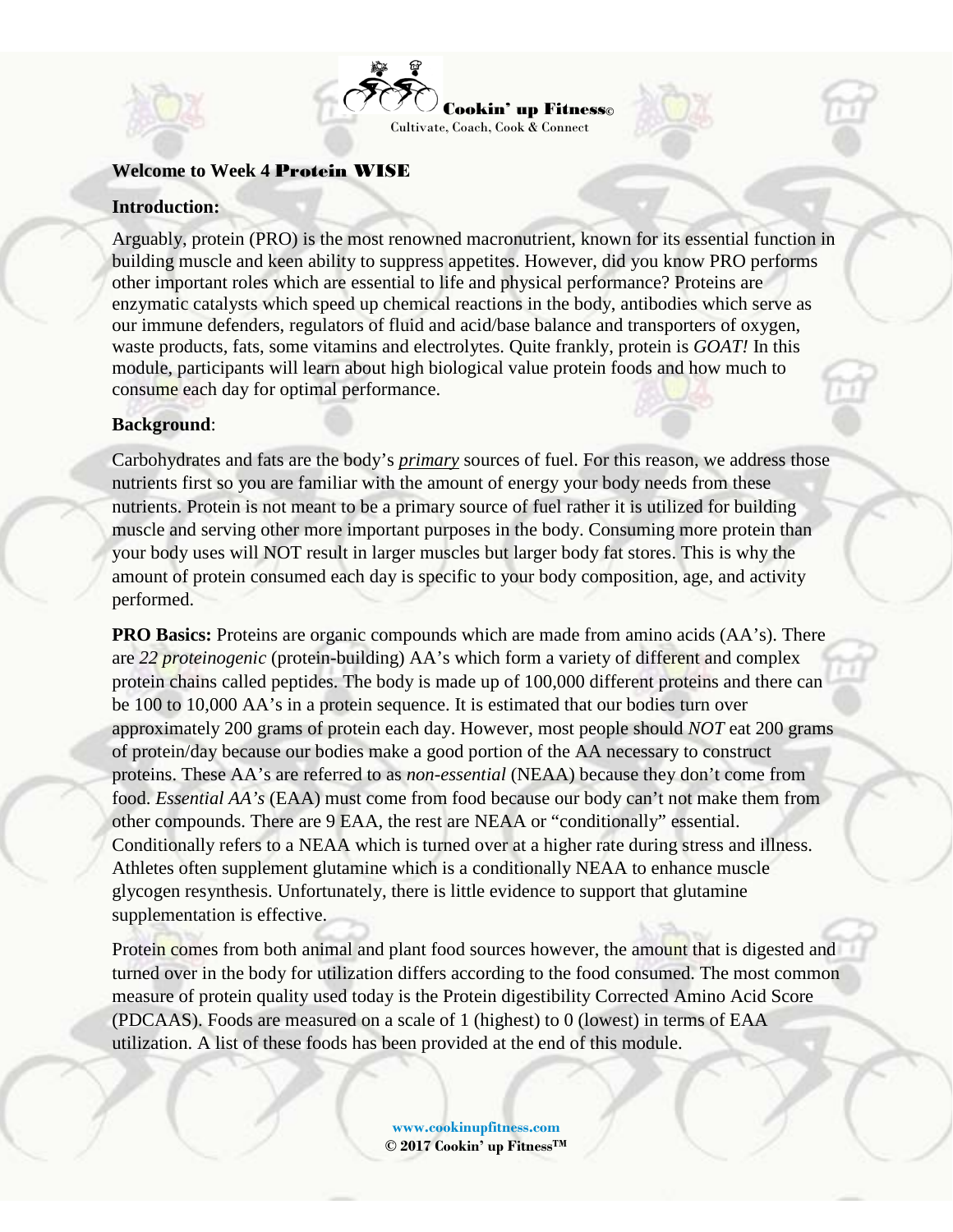Cookin' up Fitness©
Cultivate, Coach, Cook & Connect

**Welcome to Week 4 Protein WISE**

**Introduction:**

Arguably, protein (PRO) is the most renowned macronutrient, known for its essential function in building muscle and keen ability to suppress appetites. However, did you know PRO performs other important roles which are essential to life and physical performance? Proteins are enzymatic catalysts which speed up chemical reactions in the body, antibodies which serve as our immune defenders, regulators of fluid and acid/base balance and transporters of oxygen, waste products, fats, some vitamins and electrolytes. Quite frankly, protein is *GOAT!* In this module, participants will learn about high biological value protein foods and how much to consume each day for optimal performance.

**Background**:

Carbohydrates and fats are the body's ***primary*** sources of fuel. For this reason, we address those nutrients first so you are familiar with the amount of energy your body needs from these nutrients. Protein is not meant to be a primary source of fuel rather it is utilized for building muscle and serving other more important purposes in the body. Consuming more protein than your body uses will NOT result in larger muscles but larger body fat stores. This is why the amount of protein consumed each day is specific to your body composition, age, and activity performed.

**PRO Basics:** Proteins are organic compounds which are made from amino acids (AA's). There are *22 proteinogenic* (protein-building) AA's which form a variety of different and complex protein chains called peptides. The body is made up of 100,000 different proteins and there can be 100 to 10,000 AA's in a protein sequence. It is estimated that our bodies turn over approximately 200 grams of protein each day. However, most people should *NOT* eat 200 grams of protein/day because our bodies make a good portion of the AA necessary to construct proteins. These AA's are referred to as *non-essential* (NEAA) because they don't come from food. *Essential AA's* (EAA) must come from food because our body can't not make them from other compounds. There are 9 EAA, the rest are NEAA or "conditionally" essential. Conditionally refers to a NEAA which is turned over at a higher rate during stress and illness. Athletes often supplement glutamine which is a conditionally NEAA to enhance muscle glycogen resynthesis. Unfortunately, there is little evidence to support that glutamine supplementation is effective.

Protein comes from both animal and plant food sources however, the amount that is digested and turned over in the body for utilization differs according to the food consumed. The most common measure of protein quality used today is the Protein digestibility Corrected Amino Acid Score (PDCAAS). Foods are measured on a scale of 1 (highest) to 0 (lowest) in terms of EAA utilization. A list of these foods has been provided at the end of this module.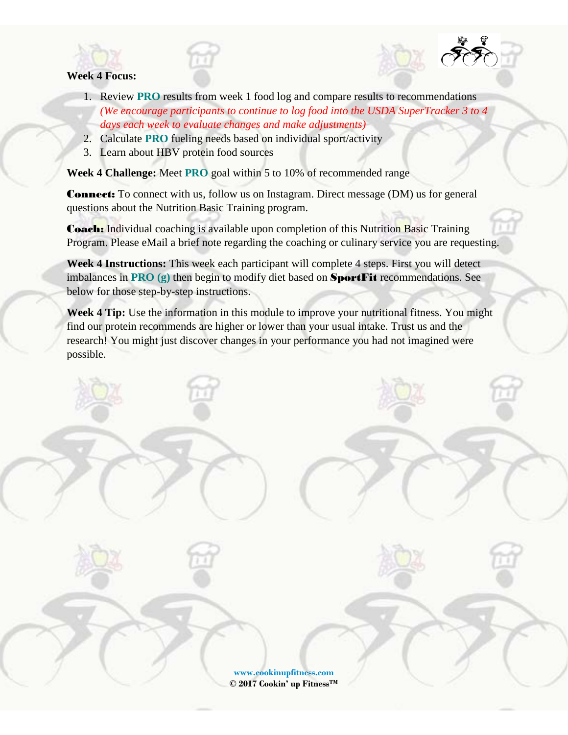**Week 4 Focus:**

1. Review **PRO** results from week 1 food log and compare results to recommendations *(We encourage participants to continue to log food into the USDA SuperTracker 3 to 4 days each week to evaluate changes and make adjustments)*
2. Calculate **PRO** fueling needs based on individual sport/activity
3. Learn about HBV protein food sources

**Week 4 Challenge:** Meet **PRO** goal within 5 to 10% of recommended range

**Connect:** To connect with us, follow us on Instagram. Direct message (DM) us for general questions about the Nutrition Basic Training program.

**Coach:** Individual coaching is available upon completion of this Nutrition Basic Training Program. Please eMail a brief note regarding the coaching or culinary service you are requesting.

**Week 4 Instructions:** This week each participant will complete 4 steps. First you will detect imbalances in **PRO (g)** then begin to modify diet based on **SportFit** recommendations. See below for those step-by-step instructions.

**Week 4 Tip:** Use the information in this module to improve your nutritional fitness. You might find our protein recommends are higher or lower than your usual intake. Trust us and the research! You might just discover changes in your performance you had not imagined were possible.

**www.cookinupfitness.com**
**© 2017 Cookin' up Fitness™**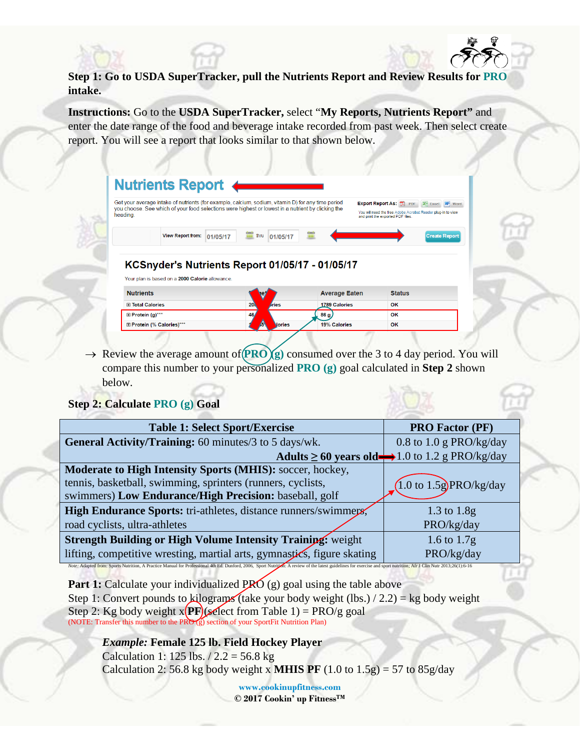**Step 1: Go to USDA SuperTracker, pull the Nutrients Report and Review Results for PRO intake.**

**Instructions:** Go to the **USDA SuperTracker,** select "**My Reports, Nutrients Report"** and enter the date range of the food and beverage intake recorded from past week. Then select create report. You will see a report that looks similar to that shown below.

→ Review the average amount of PRO (g) consumed over the 3 to 4 day period. You will compare this number to your personalized **PRO (g)** goal calculated in **Step 2** shown below.

**Step 2: Calculate PRO (g) Goal**

| Table 1: Select Sport/Exercise | PRO Factor (PF) |
|---|---|
| **General Activity/Training:** 60 minutes/3 to 5 days/wk. **Adults ≥ 60 years old** → | 0.8 to 1.0 g PRO/kg/day<br>1.0 to 1.2 g PRO/kg/day |
| **Moderate to High Intensity Sports (MHIS):** soccer, hockey, tennis, basketball, swimming, sprinters (runners, cyclists, swimmers) **Low Endurance/High Precision:** baseball, golf | 1.0 to 1.5g PRO/kg/day |
| **High Endurance Sports:** tri-athletes, distance runners/swimmers, road cyclists, ultra-athletes | 1.3 to 1.8g PRO/kg/day |
| **Strength Building or High Volume Intensity Training:** weight lifting, competitive wresting, martial arts, gymnastics, figure skating | 1.6 to 1.7g PRO/kg/day |

Note: Adapted from: Sports Nutrition, A Practice Manual for Professional 4th Ed. Dunford, 2006, Sport Nutrition: A review of the latest guidelines for exercise and sport nutrition; Afr J Clin Nutr 2013;26(1):6-16

**Part 1:** Calculate your individualized PRO (g) goal using the table above
Step 1: Convert pounds to kilograms (take your body weight (lbs.) / 2.2) = kg body weight
Step 2: Kg body weight x **PF** (select from Table 1) = PRO/g goal
(NOTE: Transfer this number to the PRO (g) section of your SportFit Nutrition Plan)

> ***Example:*** **Female 125 lb. Field Hockey Player**
> Calculation 1: 125 lbs. / 2.2 = 56.8 kg
> Calculation 2: 56.8 kg body weight x **MHIS PF** (1.0 to 1.5g) = 57 to 85g/day

www.cookinupfitness.com
© 2017 Cookin' up Fitness™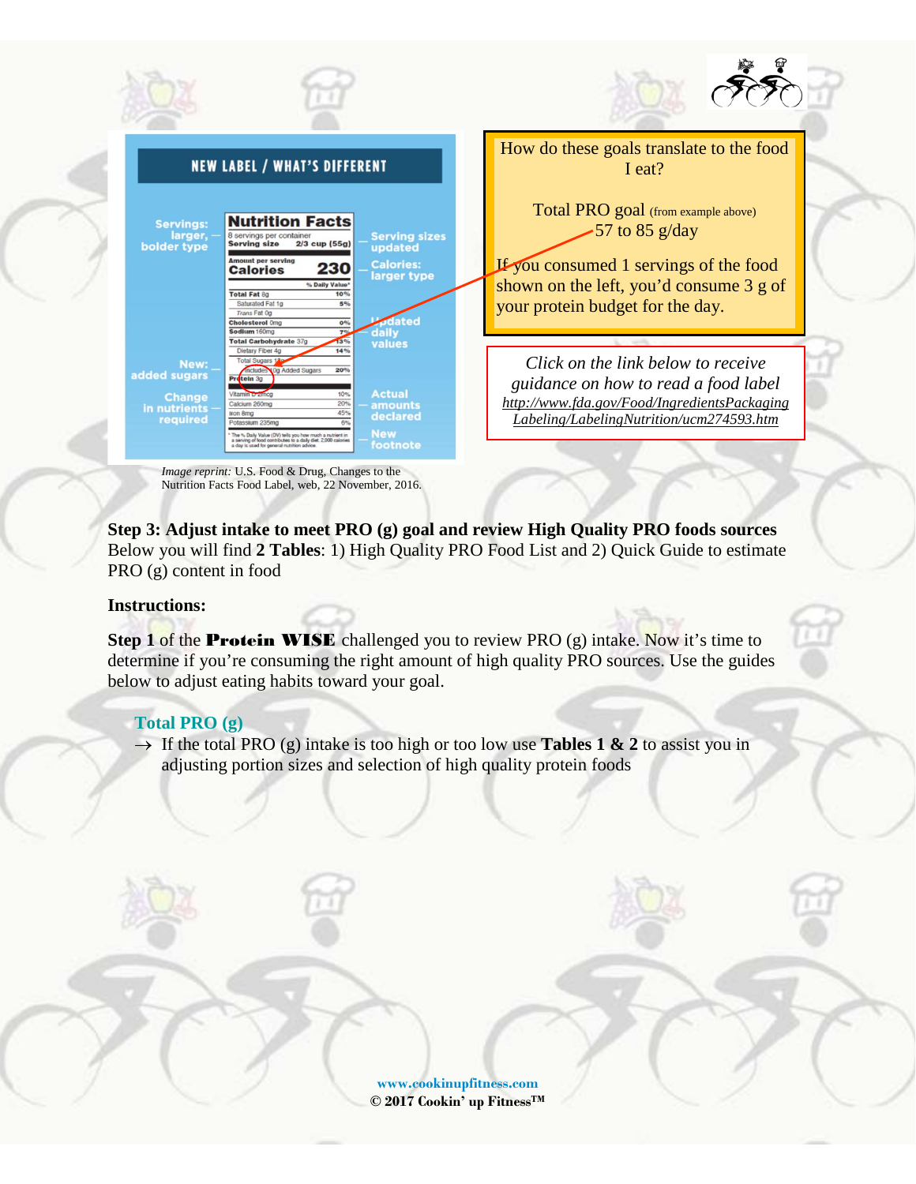How do these goals translate to the food I eat?

Total PRO goal (from example above)
57 to 85 g/day

If you consumed 1 servings of the food shown on the left, you'd consume 3 g of your protein budget for the day.

*Click on the link below to receive guidance on how to read a food label*
*http://www.fda.gov/Food/IngredientsPackagingLabeling/LabelingNutrition/ucm274593.htm*

*Image reprint:* U.S. Food & Drug, Changes to the Nutrition Facts Food Label, web, 22 November, 2016.

**Step 3: Adjust intake to meet PRO (g) goal and review High Quality PRO foods sources**
Below you will find **2 Tables**: 1) High Quality PRO Food List and 2) Quick Guide to estimate PRO (g) content in food

**Instructions:**

**Step 1** of the **Protein WISE** challenged you to review PRO (g) intake. Now it's time to determine if you're consuming the right amount of high quality PRO sources. Use the guides below to adjust eating habits toward your goal.

**Total PRO (g)**

→ If the total PRO (g) intake is too high or too low use **Tables 1 & 2** to assist you in adjusting portion sizes and selection of high quality protein foods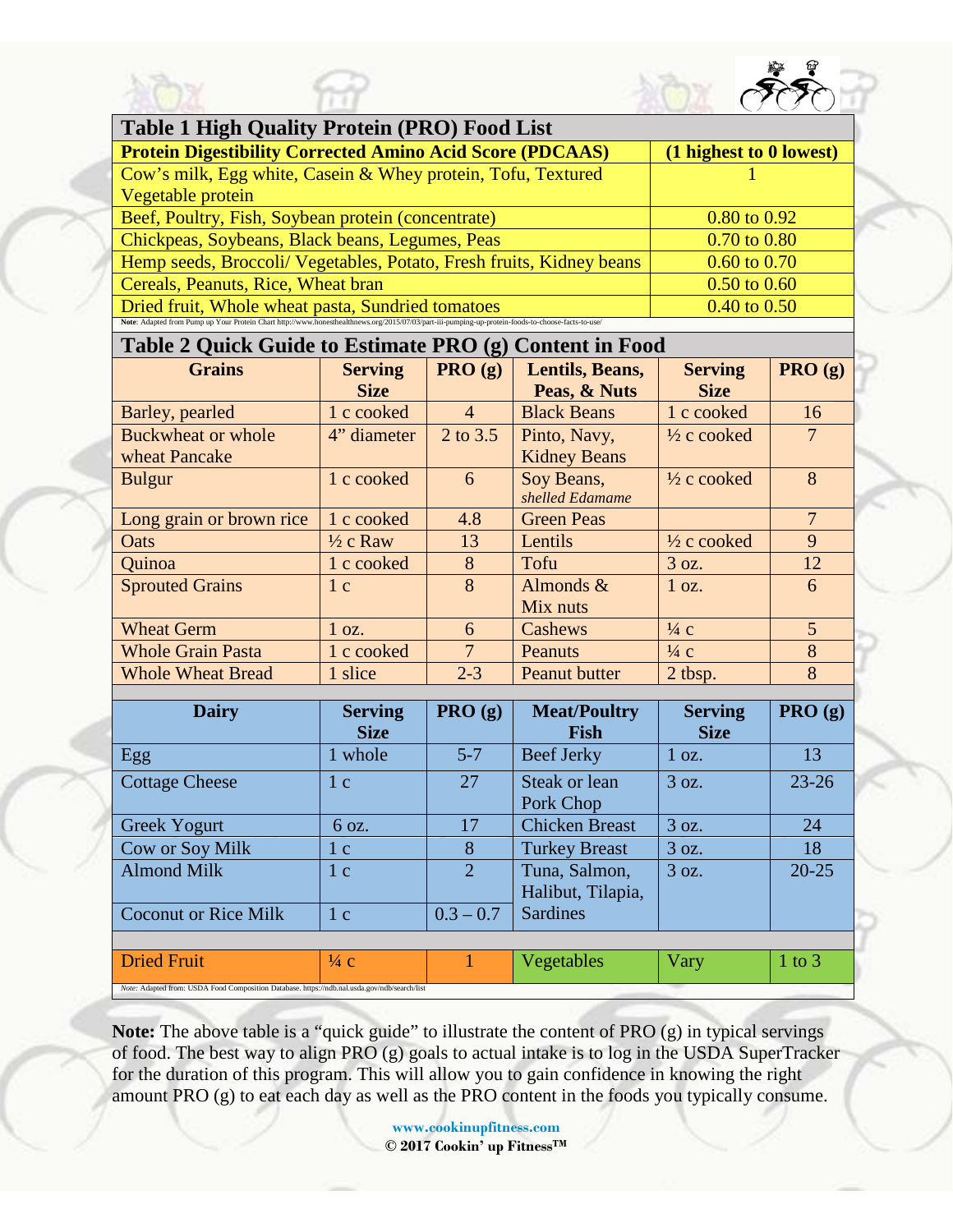## Table 1 High Quality Protein (PRO) Food List

| Protein Digestibility Corrected Amino Acid Score (PDCAAS) | (1 highest to 0 lowest) |
|---|---|
| Cow's milk, Egg white, Casein & Whey protein, Tofu, Textured Vegetable protein | 1 |
| Beef, Poultry, Fish, Soybean protein (concentrate) | 0.80 to 0.92 |
| Chickpeas, Soybeans, Black beans, Legumes, Peas | 0.70 to 0.80 |
| Hemp seeds, Broccoli/ Vegetables, Potato, Fresh fruits, Kidney beans | 0.60 to 0.70 |
| Cereals, Peanuts, Rice, Wheat bran | 0.50 to 0.60 |
| Dried fruit, Whole wheat pasta, Sundried tomatoes | 0.40 to 0.50 |

**Note**: Adapted from Pump up Your Protein Chart http://www.honesthealthnews.org/2015/07/03/part-iii-pumping-up-protein-foods-to-choose-facts-to-use/

## Table 2 Quick Guide to Estimate PRO (g) Content in Food

| Grains | Serving Size | PRO (g) | Lentils, Beans, Peas, & Nuts | Serving Size | PRO (g) |
|---|---|---|---|---|---|
| Barley, pearled | 1 c cooked | 4 | Black Beans | 1 c cooked | 16 |
| Buckwheat or whole wheat Pancake | 4" diameter | 2 to 3.5 | Pinto, Navy, Kidney Beans | ½ c cooked | 7 |
| Bulgur | 1 c cooked | 6 | Soy Beans, *shelled Edamame* | ½ c cooked | 8 |
| Long grain or brown rice | 1 c cooked | 4.8 | Green Peas | | 7 |
| Oats | ½ c Raw | 13 | Lentils | ½ c cooked | 9 |
| Quinoa | 1 c cooked | 8 | Tofu | 3 oz. | 12 |
| Sprouted Grains | 1 c | 8 | Almonds & Mix nuts | 1 oz. | 6 |
| Wheat Germ | 1 oz. | 6 | Cashews | ¼ c | 5 |
| Whole Grain Pasta | 1 c cooked | 7 | Peanuts | ¼ c | 8 |
| Whole Wheat Bread | 1 slice | 2-3 | Peanut butter | 2 tbsp. | 8 |

| Dairy | Serving Size | PRO (g) | Meat/Poultry Fish | Serving Size | PRO (g) |
|---|---|---|---|---|---|
| Egg | 1 whole | 5-7 | Beef Jerky | 1 oz. | 13 |
| Cottage Cheese | 1 c | 27 | Steak or lean Pork Chop | 3 oz. | 23-26 |
| Greek Yogurt | 6 oz. | 17 | Chicken Breast | 3 oz. | 24 |
| Cow or Soy Milk | 1 c | 8 | Turkey Breast | 3 oz. | 18 |
| Almond Milk | 1 c | 2 | Tuna, Salmon, Halibut, Tilapia, Sardines | 3 oz. | 20-25 |
| Coconut or Rice Milk | 1 c | 0.3 – 0.7 | | | |
| Dried Fruit | ¼ c | 1 | Vegetables | Vary | 1 to 3 |

*Note:* Adapted from: USDA Food Composition Database. https://ndb.nal.usda.gov/ndb/search/list

**Note:** The above table is a "quick guide" to illustrate the content of PRO (g) in typical servings of food. The best way to align PRO (g) goals to actual intake is to log in the USDA SuperTracker for the duration of this program. This will allow you to gain confidence in knowing the right amount PRO (g) to eat each day as well as the PRO content in the foods you typically consume.

**www.cookinupfitness.com**
**© 2017 Cookin' up Fitness™**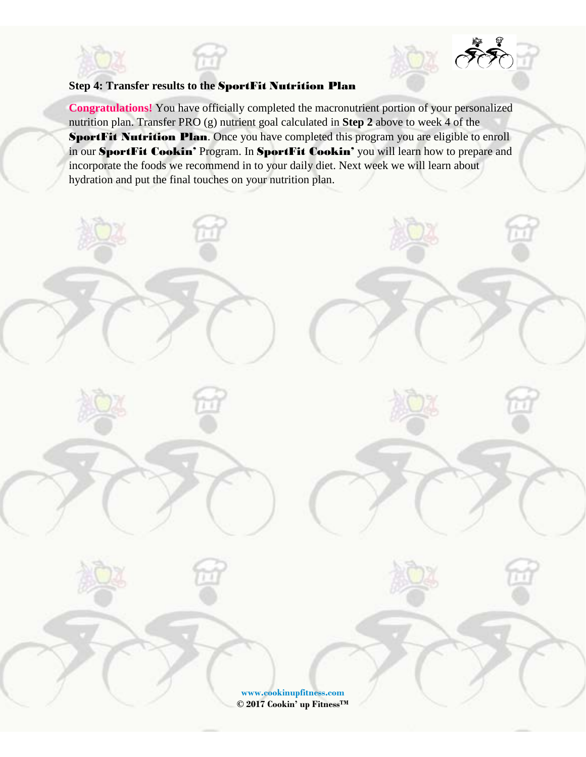### Step 4: Transfer results to the SportFit Nutrition Plan

**Congratulations!** You have officially completed the macronutrient portion of your personalized nutrition plan. Transfer PRO (g) nutrient goal calculated in **Step 2** above to week 4 of the **SportFit Nutrition Plan**. Once you have completed this program you are eligible to enroll in our **SportFit Cookin'** Program. In **SportFit Cookin'** you will learn how to prepare and incorporate the foods we recommend in to your daily diet. Next week we will learn about hydration and put the final touches on your nutrition plan.

**www.cookinupfitness.com**
**© 2017 Cookin' up Fitness™**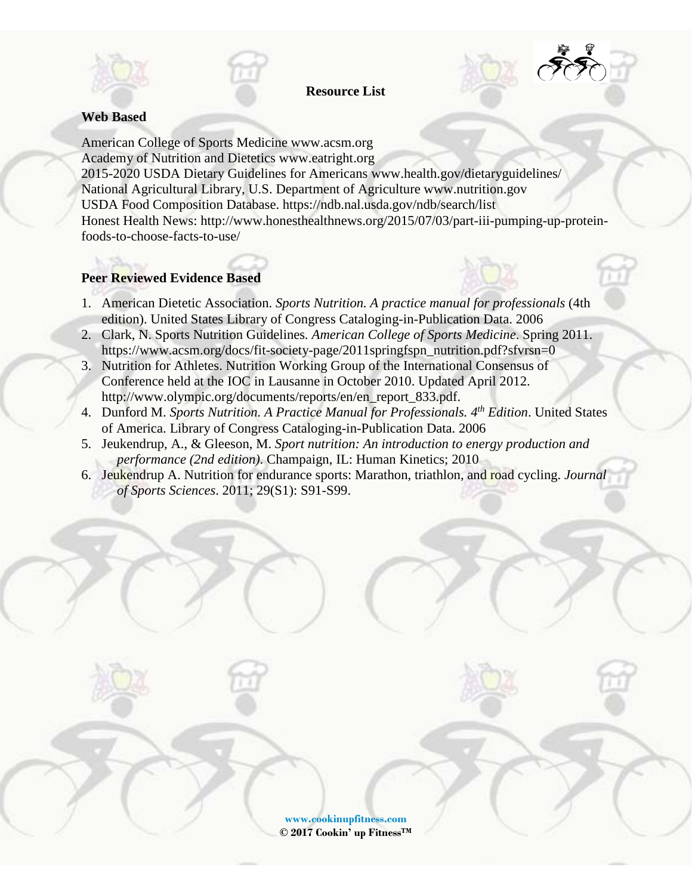## Resource List

### Web Based

American College of Sports Medicine www.acsm.org
Academy of Nutrition and Dietetics www.eatright.org
2015-2020 USDA Dietary Guidelines for Americans www.health.gov/dietaryguidelines/
National Agricultural Library, U.S. Department of Agriculture www.nutrition.gov
USDA Food Composition Database. https://ndb.nal.usda.gov/ndb/search/list
Honest Health News: http://www.honesthealthnews.org/2015/07/03/part-iii-pumping-up-protein-foods-to-choose-facts-to-use/

### Peer Reviewed Evidence Based

1. American Dietetic Association. *Sports Nutrition. A practice manual for professionals* (4th edition). United States Library of Congress Cataloging-in-Publication Data. 2006
2. Clark, N. Sports Nutrition Guidelines. *American College of Sports Medicine*. Spring 2011. https://www.acsm.org/docs/fit-society-page/2011springfspn_nutrition.pdf?sfvrsn=0
3. Nutrition for Athletes. Nutrition Working Group of the International Consensus of Conference held at the IOC in Lausanne in October 2010. Updated April 2012. http://www.olympic.org/documents/reports/en/en_report_833.pdf.
4. Dunford M. *Sports Nutrition. A Practice Manual for Professionals. 4th Edition*. United States of America. Library of Congress Cataloging-in-Publication Data. 2006
5. Jeukendrup, A., & Gleeson, M. *Sport nutrition: An introduction to energy production and performance (2nd edition)*. Champaign, IL: Human Kinetics; 2010
6. Jeukendrup A. Nutrition for endurance sports: Marathon, triathlon, and road cycling. *Journal of Sports Sciences*. 2011; 29(S1): S91-S99.

**www.cookinupfitness.com**
**© 2017 Cookin' up Fitness™**